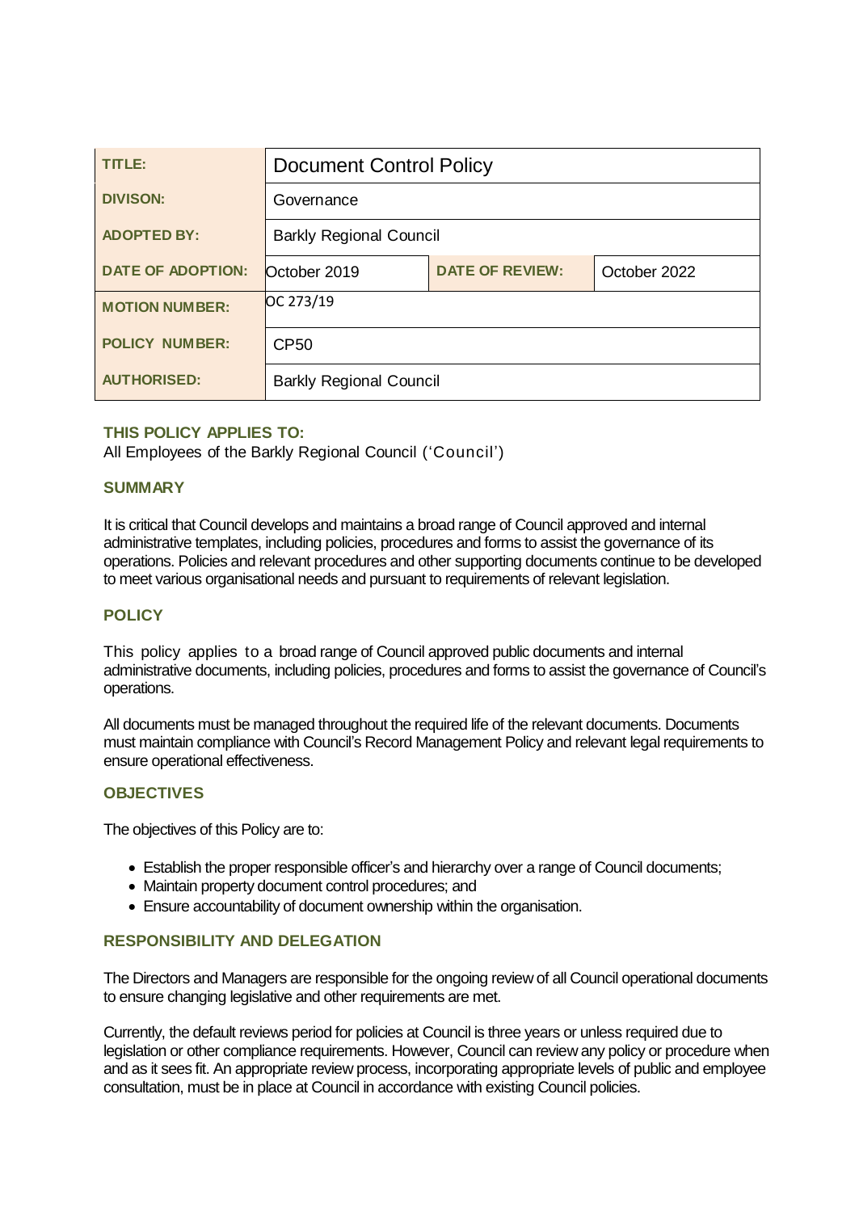| | | | |
|---|---|---|---|
| **TITLE:** | Document Control Policy | | |
| **DIVISON:** | Governance | | |
| **ADOPTED BY:** | Barkly Regional Council | | |
| **DATE OF ADOPTION:** | October 2019 | **DATE OF REVIEW:** | October 2022 |
| **MOTION NUMBER:** | OC 273/19 | | |
| **POLICY NUMBER:** | CP50 | | |
| **AUTHORISED:** | Barkly Regional Council | | |

### THIS POLICY APPLIES TO:

All Employees of the Barkly Regional Council ('Council')

### SUMMARY

It is critical that Council develops and maintains a broad range of Council approved and internal administrative templates, including policies, procedures and forms to assist the governance of its operations. Policies and relevant procedures and other supporting documents continue to be developed to meet various organisational needs and pursuant to requirements of relevant legislation.

### POLICY

This policy applies to a broad range of Council approved public documents and internal administrative documents, including policies, procedures and forms to assist the governance of Council's operations.

All documents must be managed throughout the required life of the relevant documents. Documents must maintain compliance with Council's Record Management Policy and relevant legal requirements to ensure operational effectiveness.

### OBJECTIVES

The objectives of this Policy are to:

- Establish the proper responsible officer's and hierarchy over a range of Council documents;
- Maintain property document control procedures; and
- Ensure accountability of document ownership within the organisation.

### RESPONSIBILITY AND DELEGATION

The Directors and Managers are responsible for the ongoing review of all Council operational documents to ensure changing legislative and other requirements are met.

Currently, the default reviews period for policies at Council is three years or unless required due to legislation or other compliance requirements. However, Council can review any policy or procedure when and as it sees fit. An appropriate review process, incorporating appropriate levels of public and employee consultation, must be in place at Council in accordance with existing Council policies.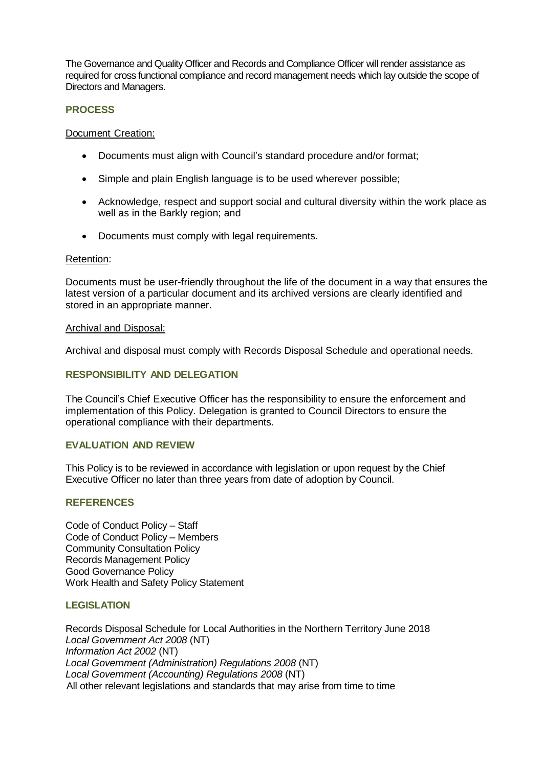The Governance and Quality Officer and Records and Compliance Officer will render assistance as required for cross functional compliance and record management needs which lay outside the scope of Directors and Managers.

## PROCESS

Document Creation:

- Documents must align with Council's standard procedure and/or format;
- Simple and plain English language is to be used wherever possible;
- Acknowledge, respect and support social and cultural diversity within the work place as well as in the Barkly region; and
- Documents must comply with legal requirements.

Retention:

Documents must be user-friendly throughout the life of the document in a way that ensures the latest version of a particular document and its archived versions are clearly identified and stored in an appropriate manner.

Archival and Disposal:

Archival and disposal must comply with Records Disposal Schedule and operational needs.

## RESPONSIBILITY AND DELEGATION

The Council's Chief Executive Officer has the responsibility to ensure the enforcement and implementation of this Policy. Delegation is granted to Council Directors to ensure the operational compliance with their departments.

## EVALUATION AND REVIEW

This Policy is to be reviewed in accordance with legislation or upon request by the Chief Executive Officer no later than three years from date of adoption by Council.

## REFERENCES

Code of Conduct Policy – Staff
Code of Conduct Policy – Members
Community Consultation Policy
Records Management Policy
Good Governance Policy
Work Health and Safety Policy Statement

## LEGISLATION

Records Disposal Schedule for Local Authorities in the Northern Territory June 2018
*Local Government Act 2008* (NT)
*Information Act 2002* (NT)
*Local Government (Administration) Regulations 2008* (NT)
*Local Government (Accounting) Regulations 2008* (NT)
All other relevant legislations and standards that may arise from time to time